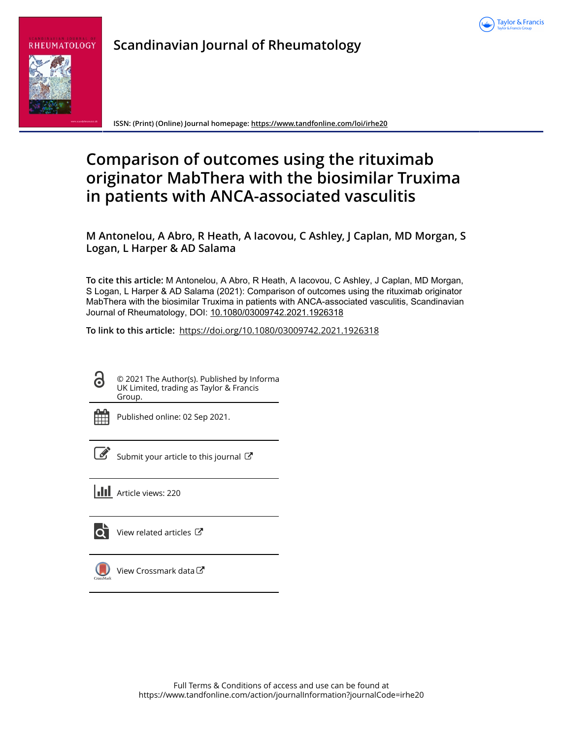# Scandinavian Journal of Rheumatology

ISSN: (Print) (Online) Journal homepage: https://www.tandfonline.com/loi/irhe20

# Comparison of outcomes using the rituximab originator MabThera with the biosimilar Truxima in patients with ANCA-associated vasculitis

**M Antonelou, A Abro, R Heath, A Iacovou, C Ashley, J Caplan, MD Morgan, S Logan, L Harper & AD Salama**

**To cite this article:** M Antonelou, A Abro, R Heath, A Iacovou, C Ashley, J Caplan, MD Morgan, S Logan, L Harper & AD Salama (2021): Comparison of outcomes using the rituximab originator MabThera with the biosimilar Truxima in patients with ANCA-associated vasculitis, Scandinavian Journal of Rheumatology, DOI: 10.1080/03009742.2021.1926318

**To link to this article:** https://doi.org/10.1080/03009742.2021.1926318

© 2021 The Author(s). Published by Informa UK Limited, trading as Taylor & Francis Group.

Published online: 02 Sep 2021.

Submit your article to this journal

Article views: 220

View related articles

View Crossmark data

Full Terms & Conditions of access and use can be found at https://www.tandfonline.com/action/journalInformation?journalCode=irhe20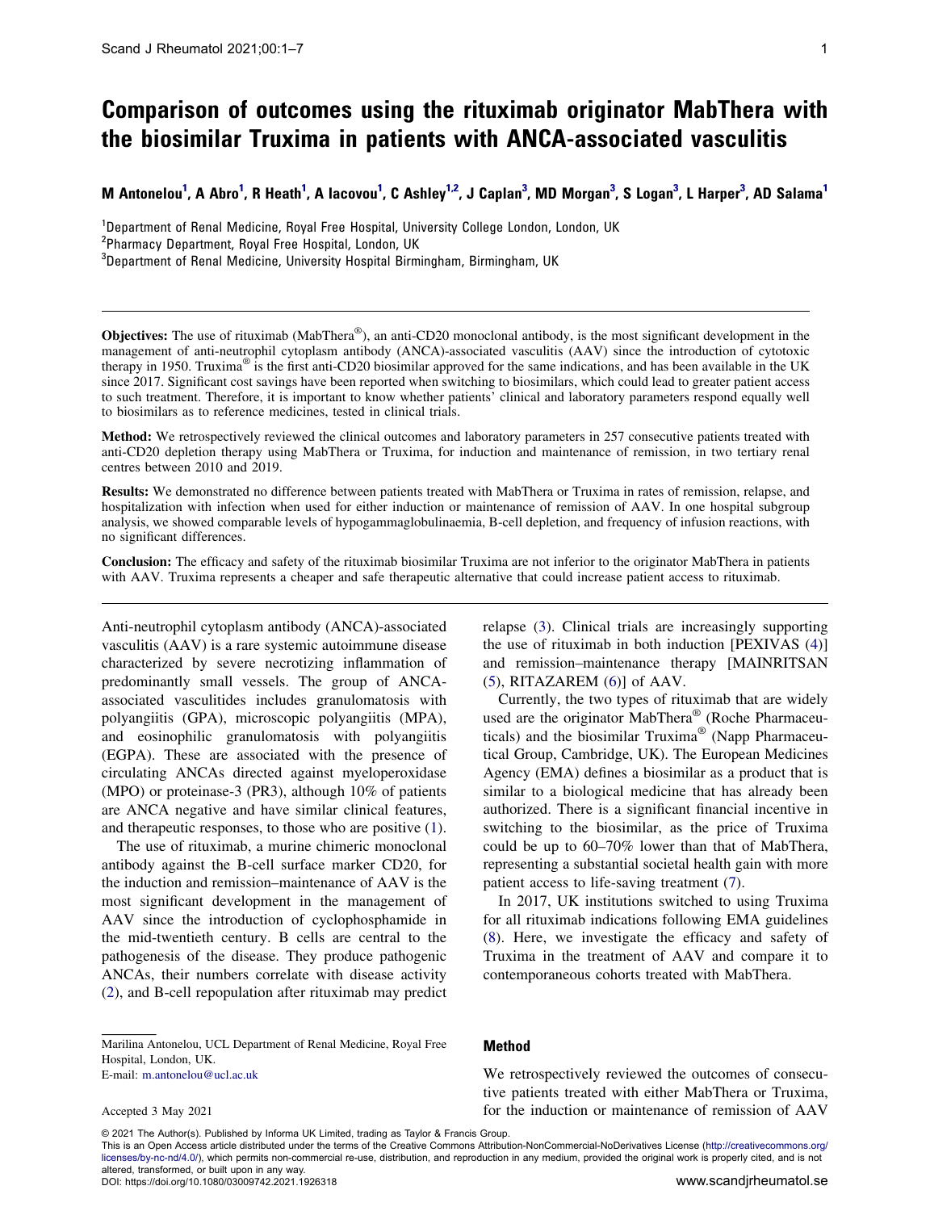# Comparison of outcomes using the rituximab originator MabThera with the biosimilar Truxima in patients with ANCA-associated vasculitis

M Antonelou[1], A Abro[1], R Heath[1], A Iacovou[1], C Ashley[1,2], J Caplan[3], MD Morgan[3], S Logan[3], L Harper[3], AD Salama[1]

[1]Department of Renal Medicine, Royal Free Hospital, University College London, London, UK

[2]Pharmacy Department, Royal Free Hospital, London, UK

[3]Department of Renal Medicine, University Hospital Birmingham, Birmingham, UK

---

**Objectives:** The use of rituximab (MabThera®), an anti-CD20 monoclonal antibody, is the most significant development in the management of anti-neutrophil cytoplasm antibody (ANCA)-associated vasculitis (AAV) since the introduction of cytotoxic therapy in 1950. Truxima® is the first anti-CD20 biosimilar approved for the same indications, and has been available in the UK since 2017. Significant cost savings have been reported when switching to biosimilars, which could lead to greater patient access to such treatment. Therefore, it is important to know whether patients' clinical and laboratory parameters respond equally well to biosimilars as to reference medicines, tested in clinical trials.

**Method:** We retrospectively reviewed the clinical outcomes and laboratory parameters in 257 consecutive patients treated with anti-CD20 depletion therapy using MabThera or Truxima, for induction and maintenance of remission, in two tertiary renal centres between 2010 and 2019.

**Results:** We demonstrated no difference between patients treated with MabThera or Truxima in rates of remission, relapse, and hospitalization with infection when used for either induction or maintenance of remission of AAV. In one hospital subgroup analysis, we showed comparable levels of hypogammaglobulinaemia, B-cell depletion, and frequency of infusion reactions, with no significant differences.

**Conclusion:** The efficacy and safety of the rituximab biosimilar Truxima are not inferior to the originator MabThera in patients with AAV. Truxima represents a cheaper and safe therapeutic alternative that could increase patient access to rituximab.

---

Anti-neutrophil cytoplasm antibody (ANCA)-associated vasculitis (AAV) is a rare systemic autoimmune disease characterized by severe necrotizing inflammation of predominantly small vessels. The group of ANCA-associated vasculitides includes granulomatosis with polyangiitis (GPA), microscopic polyangiitis (MPA), and eosinophilic granulomatosis with polyangiitis (EGPA). These are associated with the presence of circulating ANCAs directed against myeloperoxidase (MPO) or proteinase-3 (PR3), although 10% of patients are ANCA negative and have similar clinical features, and therapeutic responses, to those who are positive (1).

The use of rituximab, a murine chimeric monoclonal antibody against the B-cell surface marker CD20, for the induction and remission–maintenance of AAV is the most significant development in the management of AAV since the introduction of cyclophosphamide in the mid-twentieth century. B cells are central to the pathogenesis of the disease. They produce pathogenic ANCAs, their numbers correlate with disease activity (2), and B-cell repopulation after rituximab may predict relapse (3). Clinical trials are increasingly supporting the use of rituximab in both induction [PEXIVAS (4)] and remission–maintenance therapy [MAINRITSAN (5), RITAZAREM (6)] of AAV.

Currently, the two types of rituximab that are widely used are the originator MabThera® (Roche Pharmaceuticals) and the biosimilar Truxima® (Napp Pharmaceutical Group, Cambridge, UK). The European Medicines Agency (EMA) defines a biosimilar as a product that is similar to a biological medicine that has already been authorized. There is a significant financial incentive in switching to the biosimilar, as the price of Truxima could be up to 60–70% lower than that of MabThera, representing a substantial societal health gain with more patient access to life-saving treatment (7).

In 2017, UK institutions switched to using Truxima for all rituximab indications following EMA guidelines (8). Here, we investigate the efficacy and safety of Truxima in the treatment of AAV and compare it to contemporaneous cohorts treated with MabThera.

## Method

We retrospectively reviewed the outcomes of consecutive patients treated with either MabThera or Truxima, for the induction or maintenance of remission of AAV

Marilina Antonelou, UCL Department of Renal Medicine, Royal Free Hospital, London, UK.
E-mail: m.antonelou@ucl.ac.uk

Accepted 3 May 2021

© 2021 The Author(s). Published by Informa UK Limited, trading as Taylor & Francis Group.
This is an Open Access article distributed under the terms of the Creative Commons Attribution-NonCommercial-NoDerivatives License (http://creativecommons.org/licenses/by-nc-nd/4.0/), which permits non-commercial re-use, distribution, and reproduction in any medium, provided the original work is properly cited, and is not altered, transformed, or built upon in any way.
DOI: https://doi.org/10.1080/03009742.2021.1926318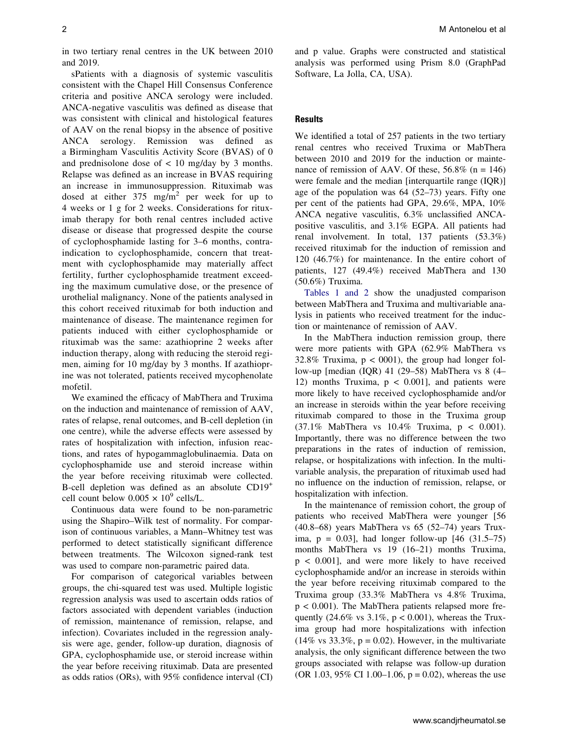in two tertiary renal centres in the UK between 2010 and 2019.

sPatients with a diagnosis of systemic vasculitis consistent with the Chapel Hill Consensus Conference criteria and positive ANCA serology were included. ANCA-negative vasculitis was defined as disease that was consistent with clinical and histological features of AAV on the renal biopsy in the absence of positive ANCA serology. Remission was defined as a Birmingham Vasculitis Activity Score (BVAS) of 0 and prednisolone dose of < 10 mg/day by 3 months. Relapse was defined as an increase in BVAS requiring an increase in immunosuppression. Rituximab was dosed at either 375 mg/m$^2$ per week for up to 4 weeks or 1 g for 2 weeks. Considerations for rituximab therapy for both renal centres included active disease or disease that progressed despite the course of cyclophosphamide lasting for 3–6 months, contraindication to cyclophosphamide, concern that treatment with cyclophosphamide may materially affect fertility, further cyclophosphamide treatment exceeding the maximum cumulative dose, or the presence of urothelial malignancy. None of the patients analysed in this cohort received rituximab for both induction and maintenance of disease. The maintenance regimen for patients induced with either cyclophosphamide or rituximab was the same: azathioprine 2 weeks after induction therapy, along with reducing the steroid regimen, aiming for 10 mg/day by 3 months. If azathioprine was not tolerated, patients received mycophenolate mofetil.

We examined the efficacy of MabThera and Truxima on the induction and maintenance of remission of AAV, rates of relapse, renal outcomes, and B-cell depletion (in one centre), while the adverse effects were assessed by rates of hospitalization with infection, infusion reactions, and rates of hypogammaglobulinaemia. Data on cyclophosphamide use and steroid increase within the year before receiving rituximab were collected. B-cell depletion was defined as an absolute CD19$^+$ cell count below $0.005 \times 10^9$ cells/L.

Continuous data were found to be non-parametric using the Shapiro–Wilk test of normality. For comparison of continuous variables, a Mann–Whitney test was performed to detect statistically significant difference between treatments. The Wilcoxon signed-rank test was used to compare non-parametric paired data.

For comparison of categorical variables between groups, the chi-squared test was used. Multiple logistic regression analysis was used to ascertain odds ratios of factors associated with dependent variables (induction of remission, maintenance of remission, relapse, and infection). Covariates included in the regression analysis were age, gender, follow-up duration, diagnosis of GPA, cyclophosphamide use, or steroid increase within the year before receiving rituximab. Data are presented as odds ratios (ORs), with 95% confidence interval (CI) and p value. Graphs were constructed and statistical analysis was performed using Prism 8.0 (GraphPad Software, La Jolla, CA, USA).

## Results

We identified a total of 257 patients in the two tertiary renal centres who received Truxima or MabThera between 2010 and 2019 for the induction or maintenance of remission of AAV. Of these, 56.8% (n = 146) were female and the median [interquartile range (IQR)] age of the population was 64 (52–73) years. Fifty one per cent of the patients had GPA, 29.6%, MPA, 10% ANCA negative vasculitis, 6.3% unclassified ANCA-positive vasculitis, and 3.1% EGPA. All patients had renal involvement. In total, 137 patients (53.3%) received rituximab for the induction of remission and 120 (46.7%) for maintenance. In the entire cohort of patients, 127 (49.4%) received MabThera and 130 (50.6%) Truxima.

Tables 1 and 2 show the unadjusted comparison between MabThera and Truxima and multivariable analysis in patients who received treatment for the induction or maintenance of remission of AAV.

In the MabThera induction remission group, there were more patients with GPA (62.9% MabThera vs 32.8% Truxima, p < 0001), the group had longer follow-up [median (IQR) 41 (29–58) MabThera vs 8 (4–12) months Truxima, p < 0.001], and patients were more likely to have received cyclophosphamide and/or an increase in steroids within the year before receiving rituximab compared to those in the Truxima group (37.1% MabThera vs 10.4% Truxima, p < 0.001). Importantly, there was no difference between the two preparations in the rates of induction of remission, relapse, or hospitalizations with infection. In the multivariable analysis, the preparation of rituximab used had no influence on the induction of remission, relapse, or hospitalization with infection.

In the maintenance of remission cohort, the group of patients who received MabThera were younger [56 (40.8–68) years MabThera vs 65 (52–74) years Truxima, p = 0.03], had longer follow-up [46 (31.5–75) months MabThera vs 19 (16–21) months Truxima, p < 0.001], and were more likely to have received cyclophosphamide and/or an increase in steroids within the year before receiving rituximab compared to the Truxima group (33.3% MabThera vs 4.8% Truxima, p < 0.001). The MabThera patients relapsed more frequently (24.6% vs 3.1%, p < 0.001), whereas the Truxima group had more hospitalizations with infection (14% vs 33.3%, p = 0.02). However, in the multivariate analysis, the only significant difference between the two groups associated with relapse was follow-up duration (OR 1.03, 95% CI 1.00–1.06, p = 0.02), whereas the use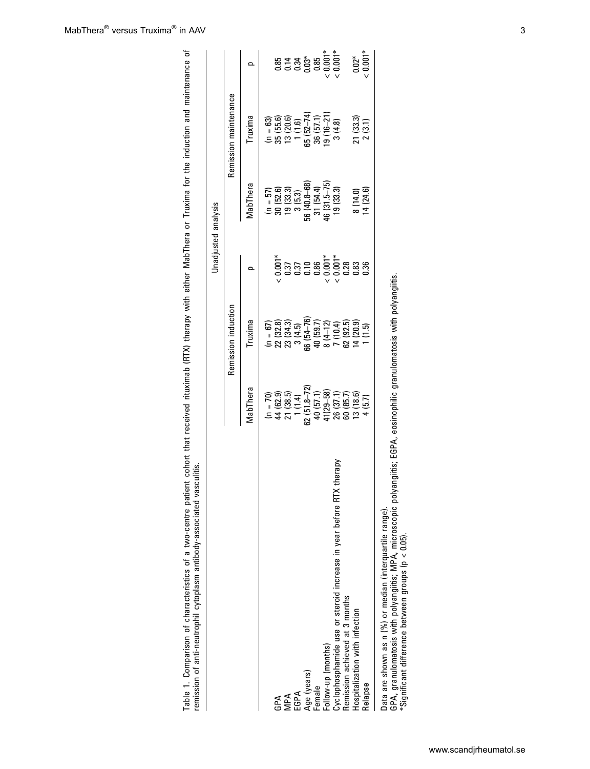Table 1. Comparison of characteristics of a two-centre patient cohort that received rituximab (RTX) therapy with either MabThera or Truxima for the induction and maintenance of remission of anti-neutrophil cytoplasm antibody-associated vasculitis.

| | Unadjusted analysis | | | | | |
|---|---|---|---|---|---|---|
| | Remission induction | | | Remission maintenance | | |
| | MabThera | Truxima | p | MabThera | Truxima | p |
| | (n = 70) | (n = 67) | | (n = 57) | (n = 63) | |
| GPA | 44 (62.9) | 22 (32.8) | < 0.001* | 30 (52.6) | 35 (55.6) | 0.85 |
| MPA | 21 (38.5) | 23 (34.3) | 0.37 | 19 (33.3) | 13 (20.6) | 0.14 |
| EGPA | 1 (1.4) | 3 (4.5) | 0.37 | 3 (5.3) | 1 (1.6) | 0.34 |
| Age (years) | 62 (51.8–72) | 66 (54–76) | 0.10 | 56 (40.8–68) | 65 (52–74) | 0.03* |
| Female | 40 (57.1) | 40 (59.7) | 0.86 | 31 (54.4) | 36 (57.1) | 0.85 |
| Follow-up (months) | 41(29–58) | 8 (4–12) | < 0.001* | 46 (31.5–75) | 19 (16–21) | < 0.001* |
| Cyclophosphamide use or steroid increase in year before RTX therapy | 26 (37.1) | 7 (10.4) | < 0.001* | 19 (33.3) | 3 (4.8) | < 0.001* |
| Remission achieved at 3 months | 60 (85.7) | 62 (92.5) | 0.28 | | | |
| Hospitalization with infection | 13 (18.6) | 14 (20.9) | 0.83 | 8 (14.0) | 21 (33.3) | 0.02* |
| Relapse | 4 (5.7) | 1 (1.5) | 0.36 | 14 (24.6) | 2 (3.1) | < 0.001* |

Data are shown as n (%) or median (interquartile range).
GPA, granulomatosis with polyangiitis; MPA, microscopic polyangiitis; EGPA, eosinophilic granulomatosis with polyangiitis.
*Significant difference between groups ($p < 0.05$).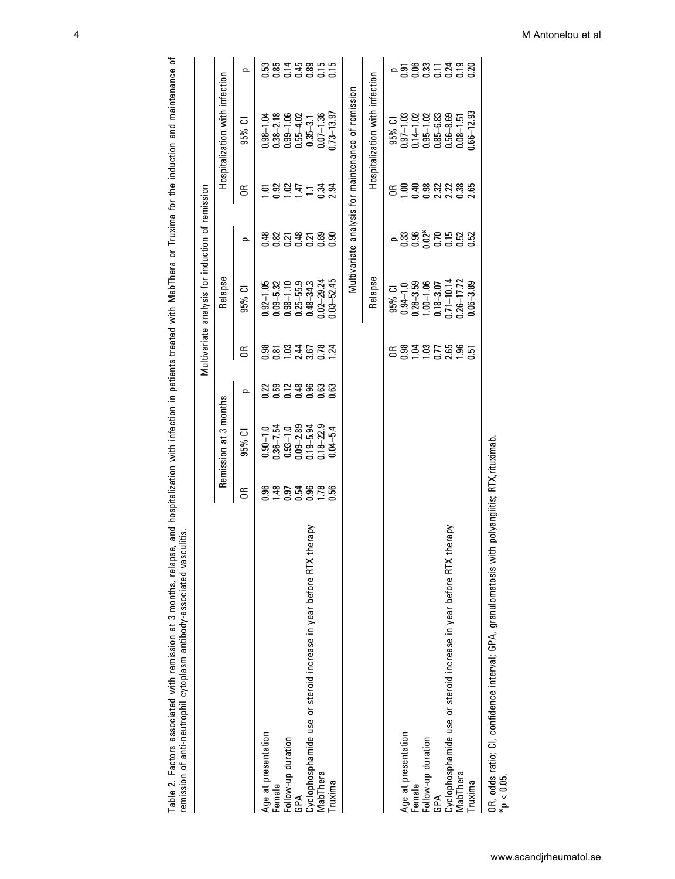Table 2. Factors associated with remission at 3 months, relapse, and hospitalization with infection in patients treated with MabThera or Truxima for the induction and maintenance of remission of anti-neutrophil cytoplasm antibody-associated vasculitis.

| | Multivariate analysis for induction of remission | | | | | | | | |
|---|---|---|---|---|---|---|---|---|---|
| | Remission at 3 months | | | Relapse | | | Hospitalization with infection | | |
| | OR | 95% CI | p | OR | 95% CI | p | OR | 95% CI | p |
| Age at presentation | 0.96 | 0.90–1.0 | 0.22 | 0.98 | 0.92–1.05 | 0.48 | 1.01 | 0.98–1.04 | 0.53 |
| Female | 1.48 | 0.36–7.54 | 0.59 | 0.81 | 0.09–5.32 | 0.82 | 0.92 | 0.38–2.18 | 0.85 |
| Follow-up duration | 0.97 | 0.93–1.0 | 0.12 | 1.03 | 0.98–1.10 | 0.21 | 1.02 | 0.99–1.06 | 0.14 |
| GPA | 0.54 | 0.09–2.89 | 0.48 | 2.44 | 0.25–55.9 | 0.48 | 1.47 | 0.55–4.02 | 0.45 |
| Cyclophosphamide use or steroid increase in year before RTX therapy | 0.96 | 0.19–5.94 | 0.96 | 3.67 | 0.48–34.3 | 0.21 | 1.1 | 0.35–3.1 | 0.89 |
| MabThera | 1.78 | 0.18–22.9 | 0.63 | 0.78 | 0.02–29.24 | 0.89 | 0.34 | 0.07–1.36 | 0.15 |
| Truxima | 0.56 | 0.04–5.4 | 0.63 | 1.24 | 0.03–52.45 | 0.90 | 2.94 | 0.73–13.97 | 0.15 |

| | Multivariate analysis for maintenance of remission | | | | | |
|---|---|---|---|---|---|---|
| | Relapse | | | Hospitalization with infection | | |
| | OR | 95% CI | p | OR | 95% CI | p |
| Age at presentation | 0.98 | 0.94–1.0 | 0.33 | 1.00 | 0.97–1.03 | 0.91 |
| Female | 1.04 | 0.28–3.59 | 0.96 | 0.40 | 0.14–1.02 | 0.06 |
| Follow-up duration | 1.03 | 1.00–1.06 | 0.02* | 0.98 | 0.95–1.02 | 0.33 |
| GPA | 0.77 | 0.18–3.07 | 0.70 | 2.32 | 0.85–6.83 | 0.11 |
| Cyclophosphamide use or steroid increase in year before RTX therapy | 2.65 | 0.71–10.14 | 0.15 | 2.22 | 0.56–8.69 | 0.24 |
| MabThera | 1.96 | 0.26–17.72 | 0.52 | 0.38 | 0.08–1.51 | 0.19 |
| Truxima | 0.51 | 0.06–3.89 | 0.52 | 2.65 | 0.66–12.93 | 0.20 |

OR, odds ratio; CI, confidence interval; GPA, granulomatosis with polyangiitis; RTX, rituximab.
*$p < 0.05$.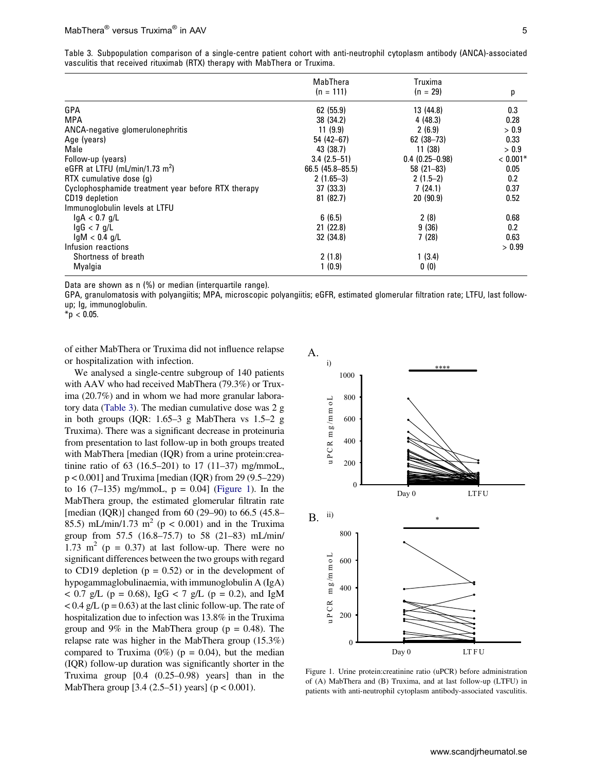Table 3. Subpopulation comparison of a single-centre patient cohort with anti-neutrophil cytoplasm antibody (ANCA)-associated vasculitis that received rituximab (RTX) therapy with MabThera or Truxima.

| | MabThera (n = 111) | Truxima (n = 29) | p |
|---|---|---|---|
| GPA | 62 (55.9) | 13 (44.8) | 0.3 |
| MPA | 38 (34.2) | 4 (48.3) | 0.28 |
| ANCA-negative glomerulonephritis | 11 (9.9) | 2 (6.9) | > 0.9 |
| Age (years) | 54 (42–67) | 62 (38–73) | 0.33 |
| Male | 43 (38.7) | 11 (38) | > 0.9 |
| Follow-up (years) | 3.4 (2.5–51) | 0.4 (0.25–0.98) | < 0.001* |
| eGFR at LTFU (mL/min/1.73 m$^2$) | 66.5 (45.8–85.5) | 58 (21–83) | 0.05 |
| RTX cumulative dose (g) | 2 (1.65–3) | 2 (1.5–2) | 0.2 |
| Cyclophosphamide treatment year before RTX therapy | 37 (33.3) | 7 (24.1) | 0.37 |
| CD19 depletion | 81 (82.7) | 20 (90.9) | 0.52 |
| Immunoglobulin levels at LTFU | | | |
| IgA < 0.7 g/L | 6 (6.5) | 2 (8) | 0.68 |
| IgG < 7 g/L | 21 (22.8) | 9 (36) | 0.2 |
| IgM < 0.4 g/L | 32 (34.8) | 7 (28) | 0.63 |
| Infusion reactions | | | > 0.99 |
| Shortness of breath | 2 (1.8) | 1 (3.4) | |
| Myalgia | 1 (0.9) | 0 (0) | |

Data are shown as n (%) or median (interquartile range).

GPA, granulomatosis with polyangiitis; MPA, microscopic polyangiitis; eGFR, estimated glomerular filtration rate; LTFU, last follow-up; Ig, immunoglobulin.

*p < 0.05.

of either MabThera or Truxima did not influence relapse or hospitalization with infection.

We analysed a single-centre subgroup of 140 patients with AAV who had received MabThera (79.3%) or Truxima (20.7%) and in whom we had more granular laboratory data (Table 3). The median cumulative dose was 2 g in both groups (IQR: 1.65–3 g MabThera vs 1.5–2 g Truxima). There was a significant decrease in proteinuria from presentation to last follow-up in both groups treated with MabThera [median (IQR) from a urine protein:creatinine ratio of 63 (16.5–201) to 17 (11–37) mg/mmoL, $p < 0.001$] and Truxima [median (IQR) from 29 (9.5–229) to 16 (7–135) mg/mmoL, $p = 0.04$] (Figure 1). In the MabThera group, the estimated glomerular filtratin rate [median (IQR)] changed from 60 (29–90) to 66.5 (45.8–85.5) mL/min/1.73 m$^2$ ($p < 0.001$) and in the Truxima group from 57.5 (16.8–75.7) to 58 (21–83) mL/min/1.73 m$^2$ ($p = 0.37$) at last follow-up. There were no significant differences between the two groups with regard to CD19 depletion ($p = 0.52$) or in the development of hypogammaglobulinaemia, with immunoglobulin A (IgA) < 0.7 g/L ($p = 0.68$), IgG < 7 g/L ($p = 0.2$), and IgM < 0.4 g/L ($p = 0.63$) at the last clinic follow-up. The rate of hospitalization due to infection was 13.8% in the Truxima group and 9% in the MabThera group ($p = 0.48$). The relapse rate was higher in the MabThera group (15.3%) compared to Truxima (0%) ($p = 0.04$), but the median (IQR) follow-up duration was significantly shorter in the Truxima group [0.4 (0.25–0.98) years] than in the MabThera group [3.4 (2.5–51) years] ($p < 0.001$).

Figure 1. Urine protein:creatinine ratio (uPCR) before administration of (A) MabThera and (B) Truxima, and at last follow-up (LTFU) in patients with anti-neutrophil cytoplasm antibody-associated vasculitis.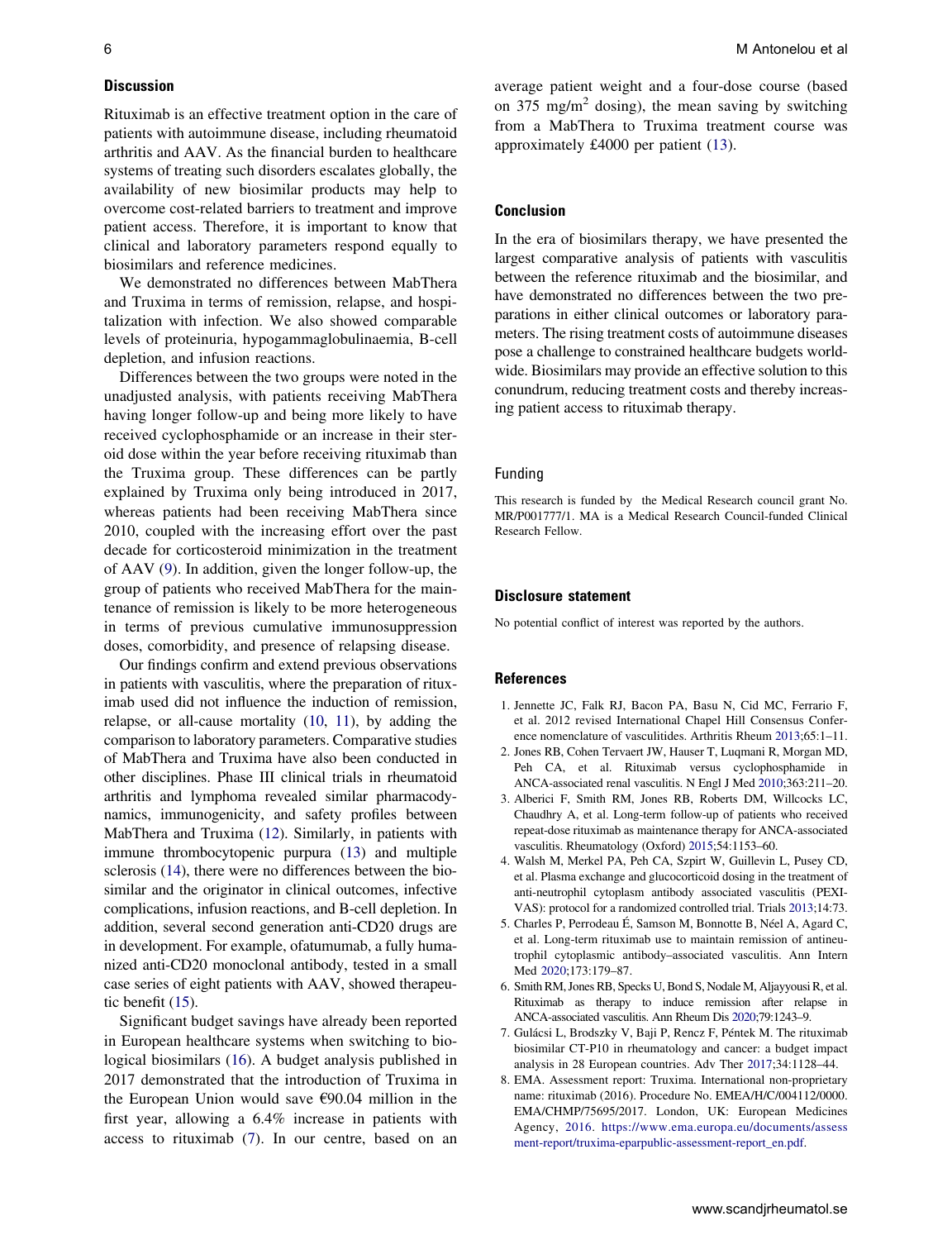## Discussion

Rituximab is an effective treatment option in the care of patients with autoimmune disease, including rheumatoid arthritis and AAV. As the financial burden to healthcare systems of treating such disorders escalates globally, the availability of new biosimilar products may help to overcome cost-related barriers to treatment and improve patient access. Therefore, it is important to know that clinical and laboratory parameters respond equally to biosimilars and reference medicines.

We demonstrated no differences between MabThera and Truxima in terms of remission, relapse, and hospitalization with infection. We also showed comparable levels of proteinuria, hypogammaglobulinaemia, B-cell depletion, and infusion reactions.

Differences between the two groups were noted in the unadjusted analysis, with patients receiving MabThera having longer follow-up and being more likely to have received cyclophosphamide or an increase in their steroid dose within the year before receiving rituximab than the Truxima group. These differences can be partly explained by Truxima only being introduced in 2017, whereas patients had been receiving MabThera since 2010, coupled with the increasing effort over the past decade for corticosteroid minimization in the treatment of AAV (9). In addition, given the longer follow-up, the group of patients who received MabThera for the maintenance of remission is likely to be more heterogeneous in terms of previous cumulative immunosuppression doses, comorbidity, and presence of relapsing disease.

Our findings confirm and extend previous observations in patients with vasculitis, where the preparation of rituximab used did not influence the induction of remission, relapse, or all-cause mortality (10, 11), by adding the comparison to laboratory parameters. Comparative studies of MabThera and Truxima have also been conducted in other disciplines. Phase III clinical trials in rheumatoid arthritis and lymphoma revealed similar pharmacodynamics, immunogenicity, and safety profiles between MabThera and Truxima (12). Similarly, in patients with immune thrombocytopenic purpura (13) and multiple sclerosis (14), there were no differences between the biosimilar and the originator in clinical outcomes, infective complications, infusion reactions, and B-cell depletion. In addition, several second generation anti-CD20 drugs are in development. For example, ofatumumab, a fully humanized anti-CD20 monoclonal antibody, tested in a small case series of eight patients with AAV, showed therapeutic benefit (15).

Significant budget savings have already been reported in European healthcare systems when switching to biological biosimilars (16). A budget analysis published in 2017 demonstrated that the introduction of Truxima in the European Union would save €90.04 million in the first year, allowing a 6.4% increase in patients with access to rituximab (7). In our centre, based on an average patient weight and a four-dose course (based on 375 mg/m$^2$ dosing), the mean saving by switching from a MabThera to Truxima treatment course was approximately £4000 per patient (13).

## Conclusion

In the era of biosimilars therapy, we have presented the largest comparative analysis of patients with vasculitis between the reference rituximab and the biosimilar, and have demonstrated no differences between the two preparations in either clinical outcomes or laboratory parameters. The rising treatment costs of autoimmune diseases pose a challenge to constrained healthcare budgets worldwide. Biosimilars may provide an effective solution to this conundrum, reducing treatment costs and thereby increasing patient access to rituximab therapy.

## Funding

This research is funded by the Medical Research council grant No. MR/P001777/1. MA is a Medical Research Council-funded Clinical Research Fellow.

## Disclosure statement

No potential conflict of interest was reported by the authors.

## References

1. Jennette JC, Falk RJ, Bacon PA, Basu N, Cid MC, Ferrario F, et al. 2012 revised International Chapel Hill Consensus Conference nomenclature of vasculitides. Arthritis Rheum 2013;65:1–11.
2. Jones RB, Cohen Tervaert JW, Hauser T, Luqmani R, Morgan MD, Peh CA, et al. Rituximab versus cyclophosphamide in ANCA-associated renal vasculitis. N Engl J Med 2010;363:211–20.
3. Alberici F, Smith RM, Jones RB, Roberts DM, Willcocks LC, Chaudhry A, et al. Long-term follow-up of patients who received repeat-dose rituximab as maintenance therapy for ANCA-associated vasculitis. Rheumatology (Oxford) 2015;54:1153–60.
4. Walsh M, Merkel PA, Peh CA, Szpirt W, Guillevin L, Pusey CD, et al. Plasma exchange and glucocorticoid dosing in the treatment of anti-neutrophil cytoplasm antibody associated vasculitis (PEXIVAS): protocol for a randomized controlled trial. Trials 2013;14:73.
5. Charles P, Perrodeau É, Samson M, Bonnotte B, Néel A, Agard C, et al. Long-term rituximab use to maintain remission of antineutrophil cytoplasmic antibody–associated vasculitis. Ann Intern Med 2020;173:179–87.
6. Smith RM, Jones RB, Specks U, Bond S, Nodale M, Aljayyousi R, et al. Rituximab as therapy to induce remission after relapse in ANCA-associated vasculitis. Ann Rheum Dis 2020;79:1243–9.
7. Gulácsi L, Brodszky V, Baji P, Rencz F, Péntek M. The rituximab biosimilar CT-P10 in rheumatology and cancer: a budget impact analysis in 28 European countries. Adv Ther 2017;34:1128–44.
8. EMA. Assessment report: Truxima. International non-proprietary name: rituximab (2016). Procedure No. EMEA/H/C/004112/0000. EMA/CHMP/75695/2017. London, UK: European Medicines Agency, 2016. https://www.ema.europa.eu/documents/assessment-report/truxima-eparpublic-assessment-report_en.pdf.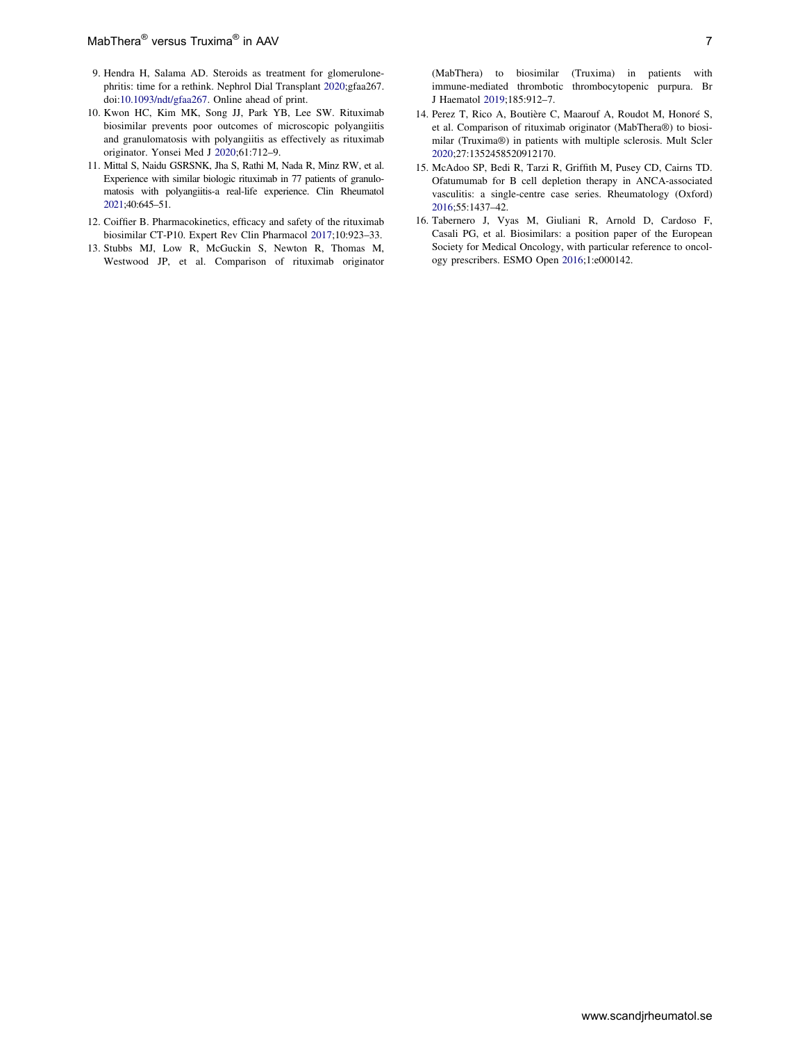9. Hendra H, Salama AD. Steroids as treatment for glomerulonephritis: time for a rethink. Nephrol Dial Transplant 2020;gfaa267. doi:10.1093/ndt/gfaa267. Online ahead of print.
10. Kwon HC, Kim MK, Song JJ, Park YB, Lee SW. Rituximab biosimilar prevents poor outcomes of microscopic polyangiitis and granulomatosis with polyangiitis as effectively as rituximab originator. Yonsei Med J 2020;61:712–9.
11. Mittal S, Naidu GSRSNK, Jha S, Rathi M, Nada R, Minz RW, et al. Experience with similar biologic rituximab in 77 patients of granulomatosis with polyangiitis-a real-life experience. Clin Rheumatol 2021;40:645–51.
12. Coiffier B. Pharmacokinetics, efficacy and safety of the rituximab biosimilar CT-P10. Expert Rev Clin Pharmacol 2017;10:923–33.
13. Stubbs MJ, Low R, McGuckin S, Newton R, Thomas M, Westwood JP, et al. Comparison of rituximab originator (MabThera) to biosimilar (Truxima) in patients with immune-mediated thrombotic thrombocytopenic purpura. Br J Haematol 2019;185:912–7.
14. Perez T, Rico A, Boutière C, Maarouf A, Roudot M, Honoré S, et al. Comparison of rituximab originator (MabThera®) to biosimilar (Truxima®) in patients with multiple sclerosis. Mult Scler 2020;27:1352458520912170.
15. McAdoo SP, Bedi R, Tarzi R, Griffith M, Pusey CD, Cairns TD. Ofatumumab for B cell depletion therapy in ANCA-associated vasculitis: a single-centre case series. Rheumatology (Oxford) 2016;55:1437–42.
16. Tabernero J, Vyas M, Giuliani R, Arnold D, Cardoso F, Casali PG, et al. Biosimilars: a position paper of the European Society for Medical Oncology, with particular reference to oncology prescribers. ESMO Open 2016;1:e000142.